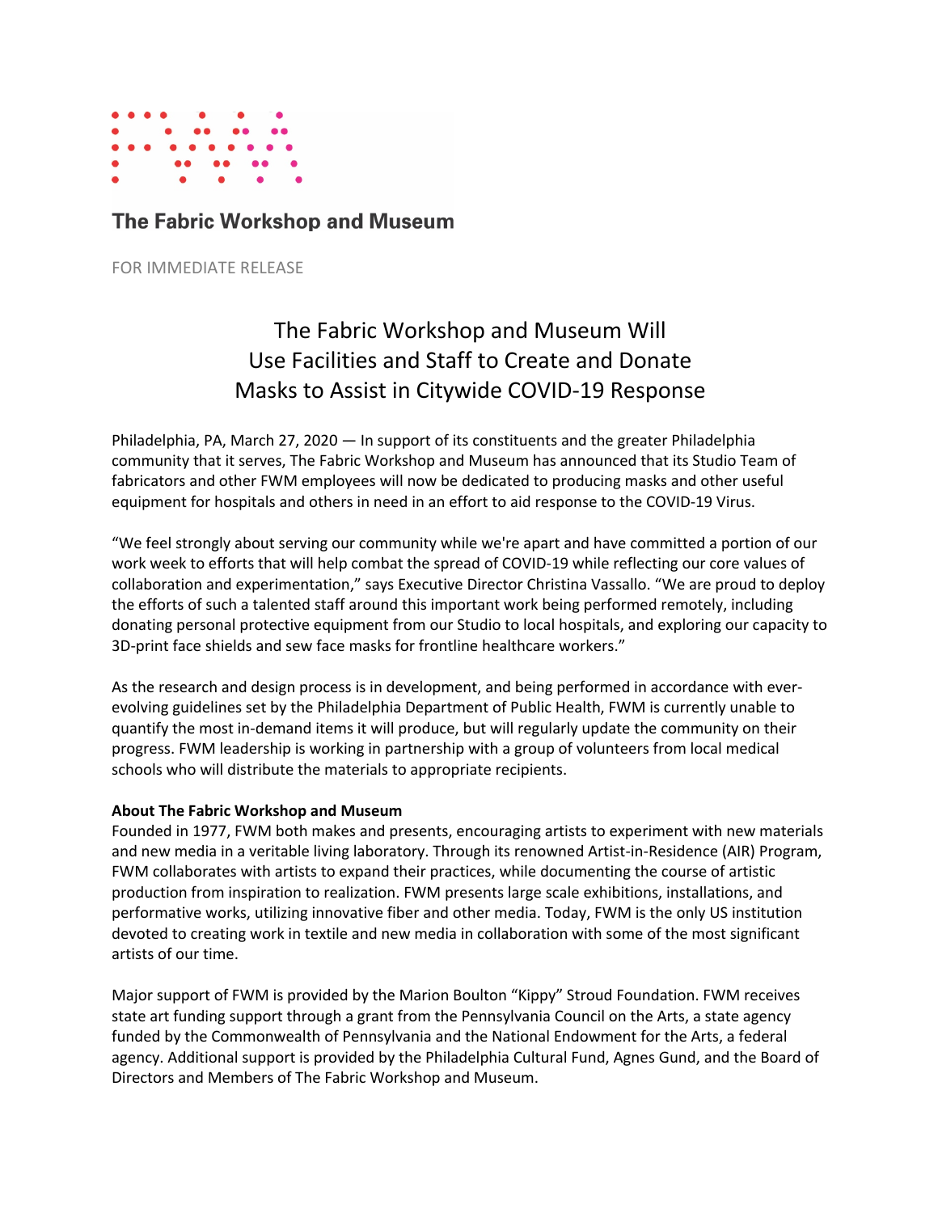**The Fabric Workshop and Museum**

FOR IMMEDIATE RELEASE

# The Fabric Workshop and Museum Will Use Facilities and Staff to Create and Donate Masks to Assist in Citywide COVID-19 Response

Philadelphia, PA, March 27, 2020 — In support of its constituents and the greater Philadelphia community that it serves, The Fabric Workshop and Museum has announced that its Studio Team of fabricators and other FWM employees will now be dedicated to producing masks and other useful equipment for hospitals and others in need in an effort to aid response to the COVID-19 Virus.

"We feel strongly about serving our community while we're apart and have committed a portion of our work week to efforts that will help combat the spread of COVID-19 while reflecting our core values of collaboration and experimentation," says Executive Director Christina Vassallo. "We are proud to deploy the efforts of such a talented staff around this important work being performed remotely, including donating personal protective equipment from our Studio to local hospitals, and exploring our capacity to 3D-print face shields and sew face masks for frontline healthcare workers."

As the research and design process is in development, and being performed in accordance with ever-evolving guidelines set by the Philadelphia Department of Public Health, FWM is currently unable to quantify the most in-demand items it will produce, but will regularly update the community on their progress. FWM leadership is working in partnership with a group of volunteers from local medical schools who will distribute the materials to appropriate recipients.

**About The Fabric Workshop and Museum**

Founded in 1977, FWM both makes and presents, encouraging artists to experiment with new materials and new media in a veritable living laboratory. Through its renowned Artist-in-Residence (AIR) Program, FWM collaborates with artists to expand their practices, while documenting the course of artistic production from inspiration to realization. FWM presents large scale exhibitions, installations, and performative works, utilizing innovative fiber and other media. Today, FWM is the only US institution devoted to creating work in textile and new media in collaboration with some of the most significant artists of our time.

Major support of FWM is provided by the Marion Boulton "Kippy" Stroud Foundation. FWM receives state art funding support through a grant from the Pennsylvania Council on the Arts, a state agency funded by the Commonwealth of Pennsylvania and the National Endowment for the Arts, a federal agency. Additional support is provided by the Philadelphia Cultural Fund, Agnes Gund, and the Board of Directors and Members of The Fabric Workshop and Museum.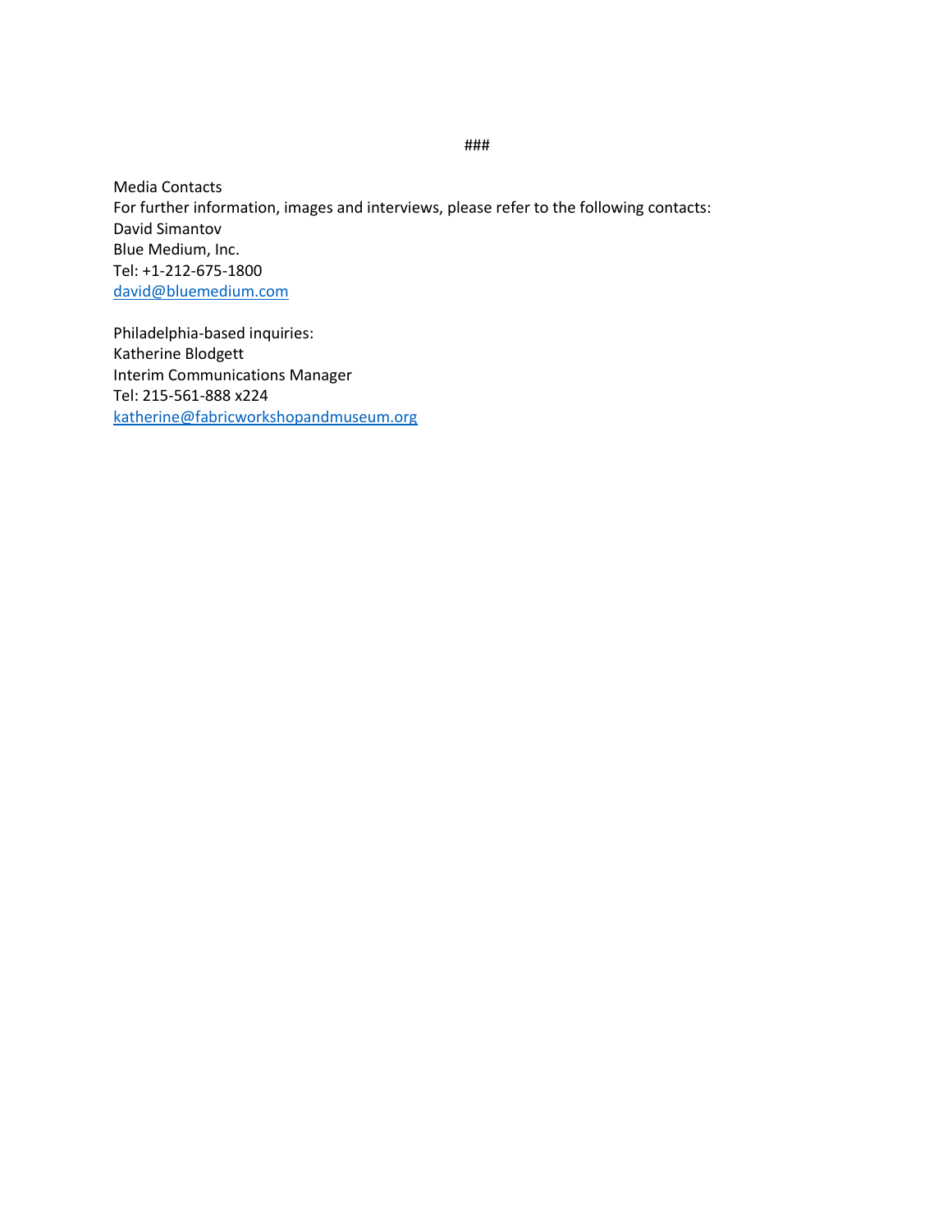###

Media Contacts
For further information, images and interviews, please refer to the following contacts:
David Simantov
Blue Medium, Inc.
Tel: +1-212-675-1800
david@bluemedium.com

Philadelphia-based inquiries:
Katherine Blodgett
Interim Communications Manager
Tel: 215-561-888 x224
katherine@fabricworkshopandmuseum.org